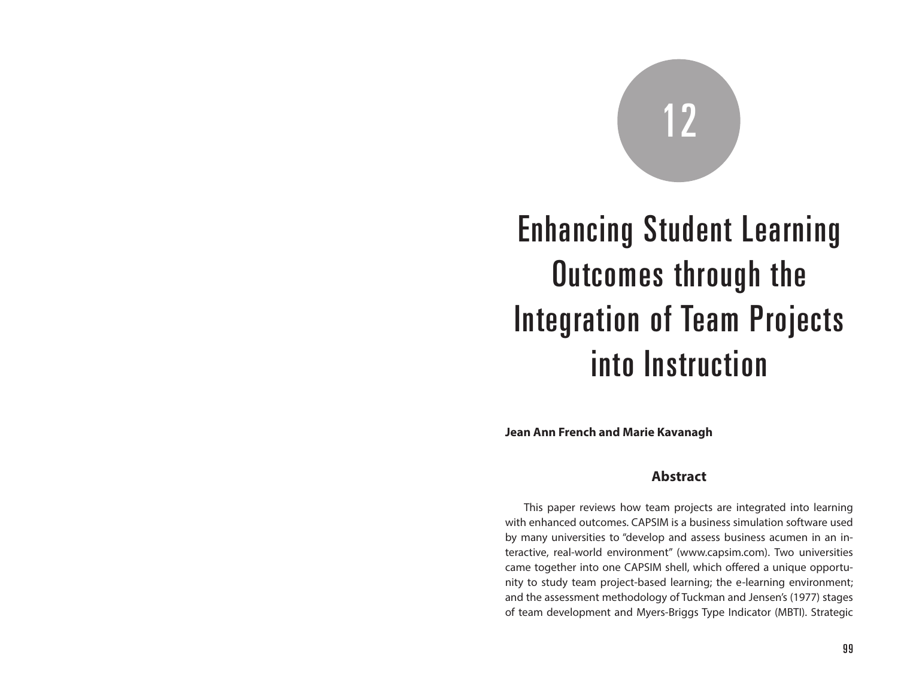# 12

# Enhancing Student Learning Outcomes through the Integration of Team Projects into Instruction

**Jean Ann French and Marie Kavanagh**

## Abstract

This paper reviews how team projects are integrated into learning with enhanced outcomes. CAPSIM is a business simulation software used by many universities to "develop and assess business acumen in an interactive, real-world environment" (www.capsim.com). Two universities came together into one CAPSIM shell, which offered a unique opportunity to study team project-based learning; the e-learning environment; and the assessment methodology of Tuckman and Jensen's (1977) stages of team development and Myers-Briggs Type Indicator (MBTI). Strategic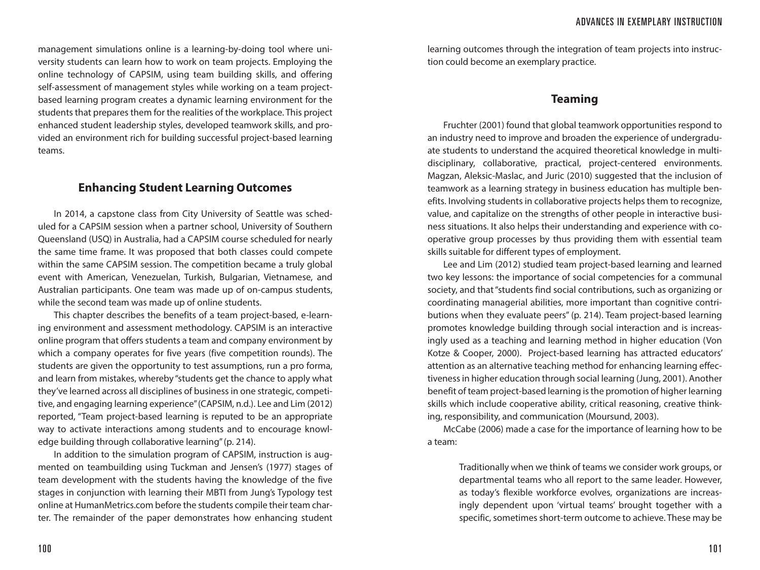management simulations online is a learning-by-doing tool where university students can learn how to work on team projects. Employing the online technology of CAPSIM, using team building skills, and offering self-assessment of management styles while working on a team project-based learning program creates a dynamic learning environment for the students that prepares them for the realities of the workplace. This project enhanced student leadership styles, developed teamwork skills, and provided an environment rich for building successful project-based learning teams.

## Enhancing Student Learning Outcomes

In 2014, a capstone class from City University of Seattle was scheduled for a CAPSIM session when a partner school, University of Southern Queensland (USQ) in Australia, had a CAPSIM course scheduled for nearly the same time frame. It was proposed that both classes could compete within the same CAPSIM session. The competition became a truly global event with American, Venezuelan, Turkish, Bulgarian, Vietnamese, and Australian participants. One team was made up of on-campus students, while the second team was made up of online students.

This chapter describes the benefits of a team project-based, e-learning environment and assessment methodology. CAPSIM is an interactive online program that offers students a team and company environment by which a company operates for five years (five competition rounds). The students are given the opportunity to test assumptions, run a pro forma, and learn from mistakes, whereby "students get the chance to apply what they've learned across all disciplines of business in one strategic, competitive, and engaging learning experience" (CAPSIM, n.d.). Lee and Lim (2012) reported, "Team project-based learning is reputed to be an appropriate way to activate interactions among students and to encourage knowledge building through collaborative learning" (p. 214).

In addition to the simulation program of CAPSIM, instruction is augmented on teambuilding using Tuckman and Jensen's (1977) stages of team development with the students having the knowledge of the five stages in conjunction with learning their MBTI from Jung's Typology test online at HumanMetrics.com before the students compile their team charter. The remainder of the paper demonstrates how enhancing student learning outcomes through the integration of team projects into instruction could become an exemplary practice.

## Teaming

Fruchter (2001) found that global teamwork opportunities respond to an industry need to improve and broaden the experience of undergraduate students to understand the acquired theoretical knowledge in multidisciplinary, collaborative, practical, project-centered environments. Magzan, Aleksic-Maslac, and Juric (2010) suggested that the inclusion of teamwork as a learning strategy in business education has multiple benefits. Involving students in collaborative projects helps them to recognize, value, and capitalize on the strengths of other people in interactive business situations. It also helps their understanding and experience with cooperative group processes by thus providing them with essential team skills suitable for different types of employment.

Lee and Lim (2012) studied team project-based learning and learned two key lessons: the importance of social competencies for a communal society, and that "students find social contributions, such as organizing or coordinating managerial abilities, more important than cognitive contributions when they evaluate peers" (p. 214). Team project-based learning promotes knowledge building through social interaction and is increasingly used as a teaching and learning method in higher education (Von Kotze & Cooper, 2000). Project-based learning has attracted educators' attention as an alternative teaching method for enhancing learning effectiveness in higher education through social learning (Jung, 2001). Another benefit of team project-based learning is the promotion of higher learning skills which include cooperative ability, critical reasoning, creative thinking, responsibility, and communication (Moursund, 2003).

McCabe (2006) made a case for the importance of learning how to be a team:

> Traditionally when we think of teams we consider work groups, or departmental teams who all report to the same leader. However, as today's flexible workforce evolves, organizations are increasingly dependent upon 'virtual teams' brought together with a specific, sometimes short-term outcome to achieve. These may be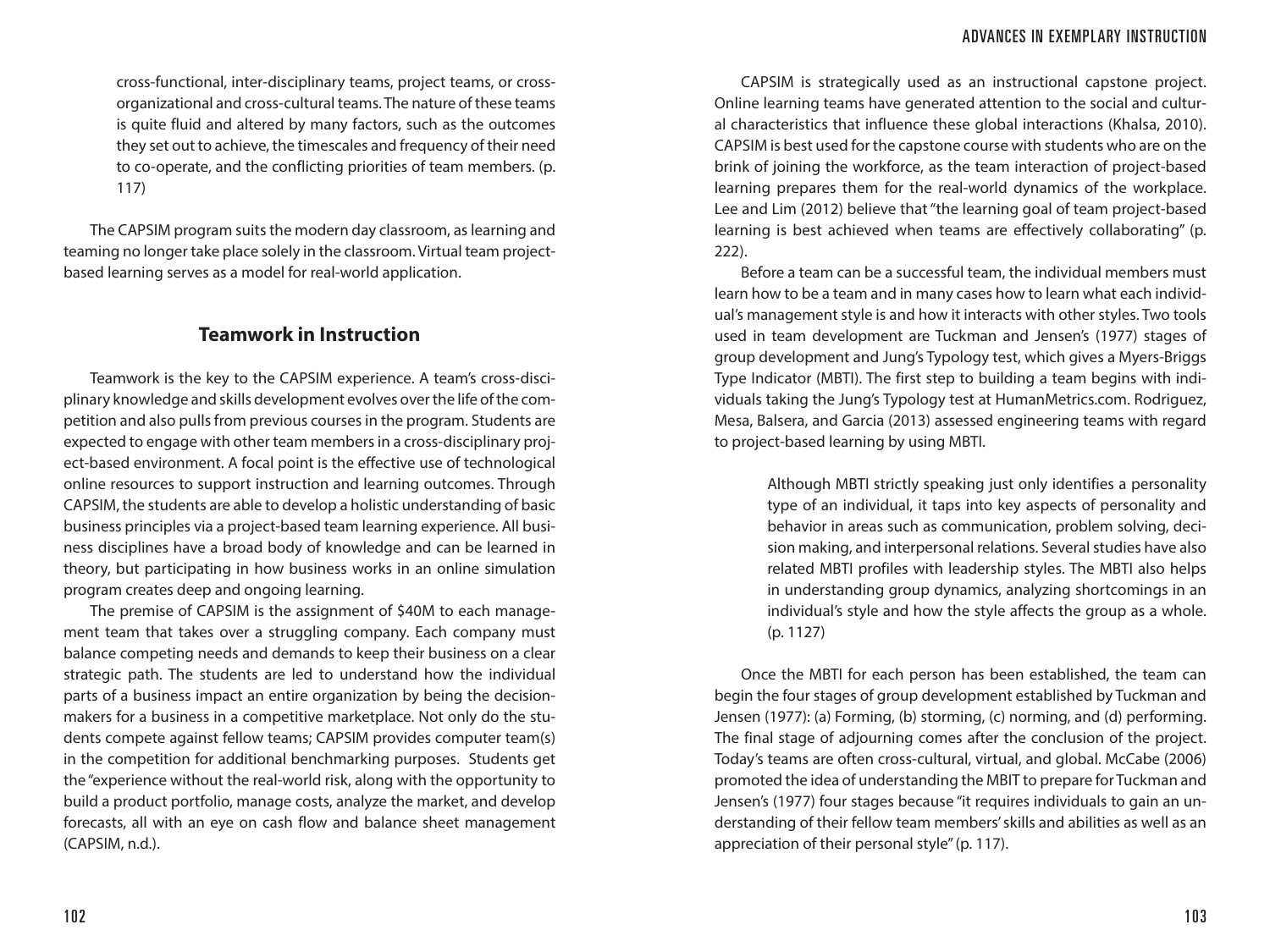> cross-functional, inter-disciplinary teams, project teams, or cross-organizational and cross-cultural teams. The nature of these teams is quite fluid and altered by many factors, such as the outcomes they set out to achieve, the timescales and frequency of their need to co-operate, and the conflicting priorities of team members. (p. 117)

The CAPSIM program suits the modern day classroom, as learning and teaming no longer take place solely in the classroom. Virtual team project-based learning serves as a model for real-world application.

## Teamwork in Instruction

Teamwork is the key to the CAPSIM experience. A team's cross-disciplinary knowledge and skills development evolves over the life of the competition and also pulls from previous courses in the program. Students are expected to engage with other team members in a cross-disciplinary project-based environment. A focal point is the effective use of technological online resources to support instruction and learning outcomes. Through CAPSIM, the students are able to develop a holistic understanding of basic business principles via a project-based team learning experience. All business disciplines have a broad body of knowledge and can be learned in theory, but participating in how business works in an online simulation program creates deep and ongoing learning.

The premise of CAPSIM is the assignment of $40M to each management team that takes over a struggling company. Each company must balance competing needs and demands to keep their business on a clear strategic path. The students are led to understand how the individual parts of a business impact an entire organization by being the decision-makers for a business in a competitive marketplace. Not only do the students compete against fellow teams; CAPSIM provides computer team(s) in the competition for additional benchmarking purposes. Students get the "experience without the real-world risk, along with the opportunity to build a product portfolio, manage costs, analyze the market, and develop forecasts, all with an eye on cash flow and balance sheet management (CAPSIM, n.d.).

CAPSIM is strategically used as an instructional capstone project. Online learning teams have generated attention to the social and cultural characteristics that influence these global interactions (Khalsa, 2010). CAPSIM is best used for the capstone course with students who are on the brink of joining the workforce, as the team interaction of project-based learning prepares them for the real-world dynamics of the workplace. Lee and Lim (2012) believe that "the learning goal of team project-based learning is best achieved when teams are effectively collaborating" (p. 222).

Before a team can be a successful team, the individual members must learn how to be a team and in many cases how to learn what each individual's management style is and how it interacts with other styles. Two tools used in team development are Tuckman and Jensen's (1977) stages of group development and Jung's Typology test, which gives a Myers-Briggs Type Indicator (MBTI). The first step to building a team begins with individuals taking the Jung's Typology test at HumanMetrics.com. Rodriguez, Mesa, Balsera, and Garcia (2013) assessed engineering teams with regard to project-based learning by using MBTI.

> Although MBTI strictly speaking just only identifies a personality type of an individual, it taps into key aspects of personality and behavior in areas such as communication, problem solving, decision making, and interpersonal relations. Several studies have also related MBTI profiles with leadership styles. The MBTI also helps in understanding group dynamics, analyzing shortcomings in an individual's style and how the style affects the group as a whole. (p. 1127)

Once the MBTI for each person has been established, the team can begin the four stages of group development established by Tuckman and Jensen (1977): (a) Forming, (b) storming, (c) norming, and (d) performing. The final stage of adjourning comes after the conclusion of the project. Today's teams are often cross-cultural, virtual, and global. McCabe (2006) promoted the idea of understanding the MBIT to prepare for Tuckman and Jensen's (1977) four stages because "it requires individuals to gain an understanding of their fellow team members' skills and abilities as well as an appreciation of their personal style" (p. 117).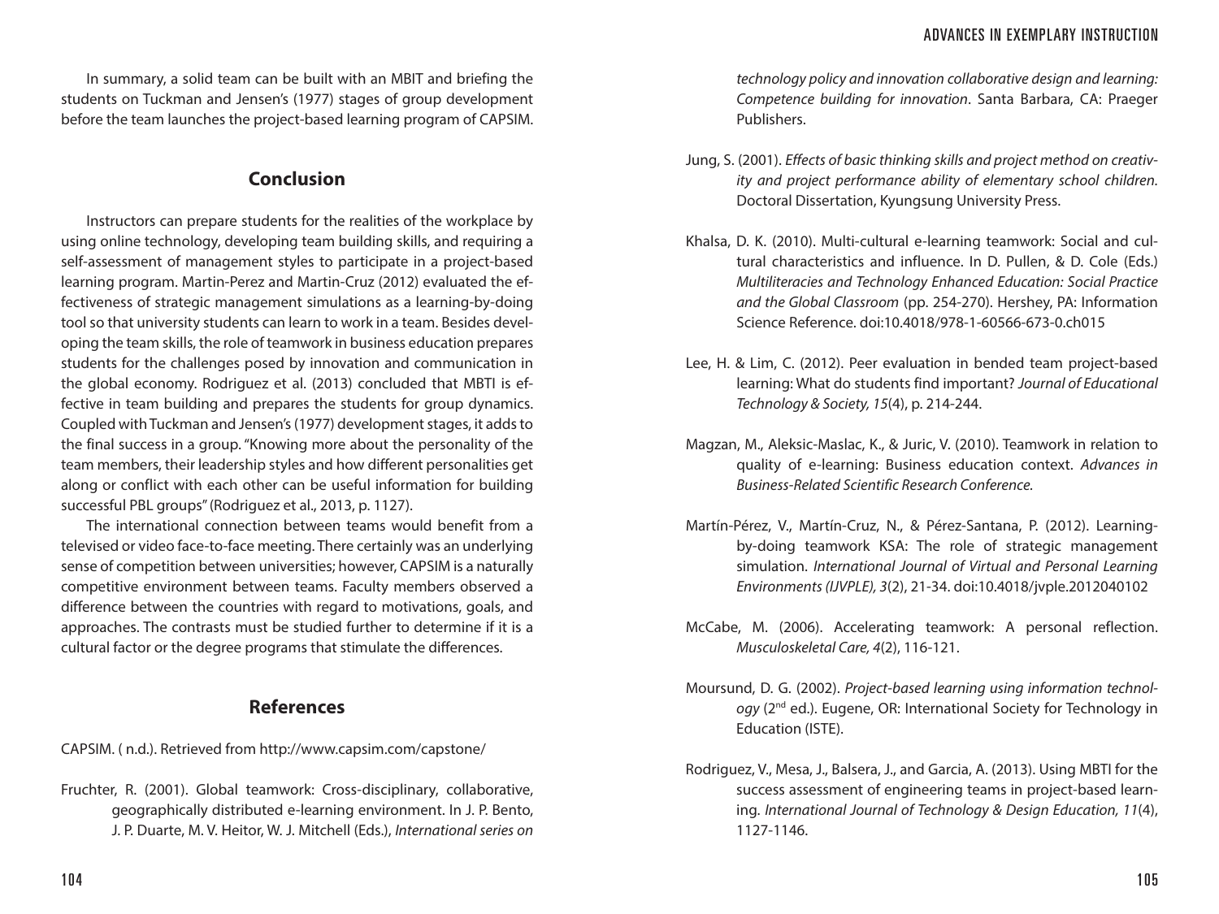In summary, a solid team can be built with an MBIT and briefing the students on Tuckman and Jensen's (1977) stages of group development before the team launches the project-based learning program of CAPSIM.

## Conclusion

Instructors can prepare students for the realities of the workplace by using online technology, developing team building skills, and requiring a self-assessment of management styles to participate in a project-based learning program. Martin-Perez and Martin-Cruz (2012) evaluated the effectiveness of strategic management simulations as a learning-by-doing tool so that university students can learn to work in a team. Besides developing the team skills, the role of teamwork in business education prepares students for the challenges posed by innovation and communication in the global economy. Rodriguez et al. (2013) concluded that MBTI is effective in team building and prepares the students for group dynamics. Coupled with Tuckman and Jensen's (1977) development stages, it adds to the final success in a group. "Knowing more about the personality of the team members, their leadership styles and how different personalities get along or conflict with each other can be useful information for building successful PBL groups" (Rodriguez et al., 2013, p. 1127).

The international connection between teams would benefit from a televised or video face-to-face meeting. There certainly was an underlying sense of competition between universities; however, CAPSIM is a naturally competitive environment between teams. Faculty members observed a difference between the countries with regard to motivations, goals, and approaches. The contrasts must be studied further to determine if it is a cultural factor or the degree programs that stimulate the differences.

## References

CAPSIM. ( n.d.). Retrieved from http://www.capsim.com/capstone/

Fruchter, R. (2001). Global teamwork: Cross-disciplinary, collaborative, geographically distributed e-learning environment. In J. P. Bento, J. P. Duarte, M. V. Heitor, W. J. Mitchell (Eds.), *International series on technology policy and innovation collaborative design and learning: Competence building for innovation*. Santa Barbara, CA: Praeger Publishers.

Jung, S. (2001). *Effects of basic thinking skills and project method on creativity and project performance ability of elementary school children.* Doctoral Dissertation, Kyungsung University Press.

Khalsa, D. K. (2010). Multi-cultural e-learning teamwork: Social and cultural characteristics and influence. In D. Pullen, & D. Cole (Eds.) *Multiliteracies and Technology Enhanced Education: Social Practice and the Global Classroom* (pp. 254-270). Hershey, PA: Information Science Reference. doi:10.4018/978-1-60566-673-0.ch015

Lee, H. & Lim, C. (2012). Peer evaluation in bended team project-based learning: What do students find important? *Journal of Educational Technology & Society, 15*(4), p. 214-244.

Magzan, M., Aleksic-Maslac, K., & Juric, V. (2010). Teamwork in relation to quality of e-learning: Business education context. *Advances in Business-Related Scientific Research Conference.*

Martín-Pérez, V., Martín-Cruz, N., & Pérez-Santana, P. (2012). Learning-by-doing teamwork KSA: The role of strategic management simulation. *International Journal of Virtual and Personal Learning Environments (IJVPLE), 3*(2), 21-34. doi:10.4018/jvple.2012040102

McCabe, M. (2006). Accelerating teamwork: A personal reflection. *Musculoskeletal Care, 4*(2), 116-121.

Moursund, D. G. (2002). *Project-based learning using information technology* (2nd ed.). Eugene, OR: International Society for Technology in Education (ISTE).

Rodriguez, V., Mesa, J., Balsera, J., and Garcia, A. (2013). Using MBTI for the success assessment of engineering teams in project-based learning. *International Journal of Technology & Design Education, 11*(4), 1127-1146.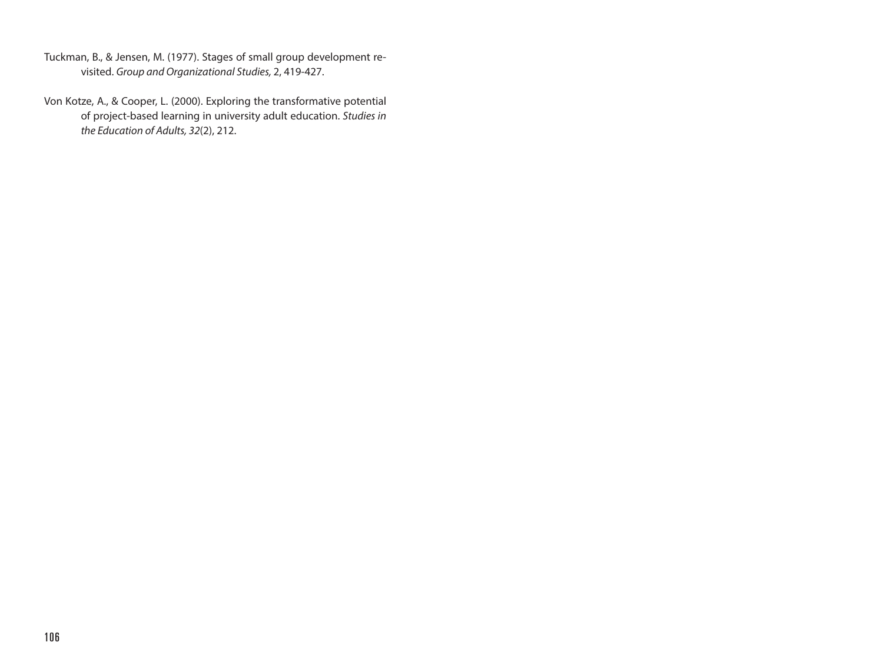Tuckman, B., & Jensen, M. (1977). Stages of small group development revisited. *Group and Organizational Studies,* 2, 419-427.

Von Kotze, A., & Cooper, L. (2000). Exploring the transformative potential of project-based learning in university adult education. *Studies in the Education of Adults, 32*(2), 212.